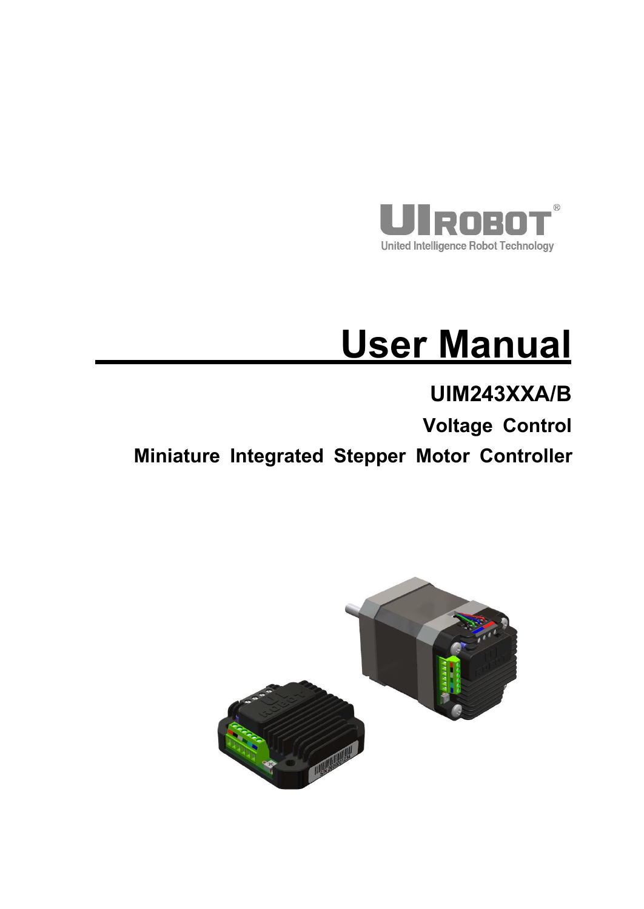UIROBOT®

United Intelligence Robot Technology

# User Manual

## UIM243XXA/B

### Voltage Control

### Miniature Integrated Stepper Motor Controller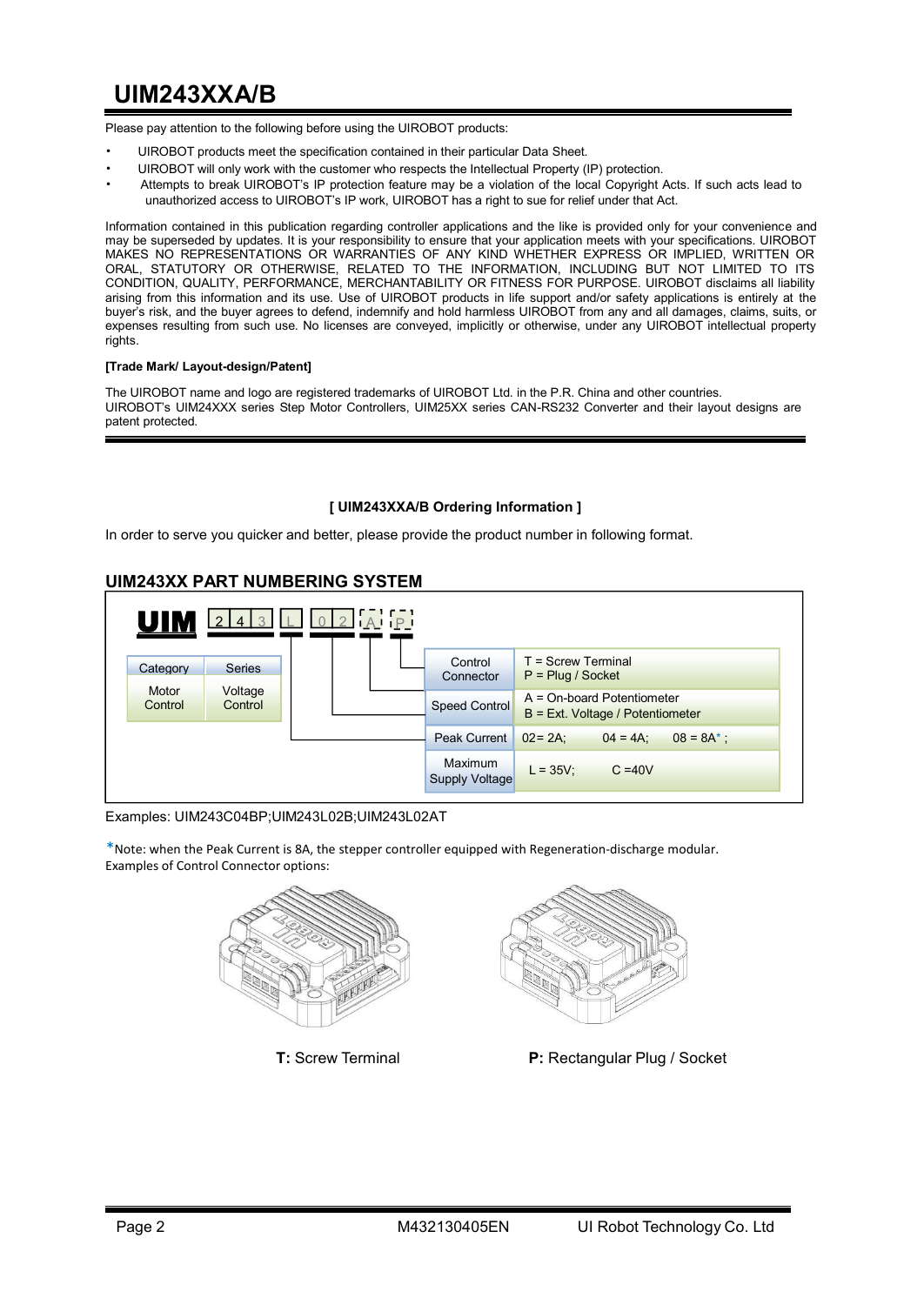# UIM243XXA/B

Please pay attention to the following before using the UIROBOT products:

- UIROBOT products meet the specification contained in their particular Data Sheet.
- UIROBOT will only work with the customer who respects the Intellectual Property (IP) protection.
- Attempts to break UIROBOT's IP protection feature may be a violation of the local Copyright Acts. If such acts lead to unauthorized access to UIROBOT's IP work, UIROBOT has a right to sue for relief under that Act.

Information contained in this publication regarding controller applications and the like is provided only for your convenience and may be superseded by updates. It is your responsibility to ensure that your application meets with your specifications. UIROBOT MAKES NO REPRESENTATIONS OR WARRANTIES OF ANY KIND WHETHER EXPRESS OR IMPLIED, WRITTEN OR ORAL, STATUTORY OR OTHERWISE, RELATED TO THE INFORMATION, INCLUDING BUT NOT LIMITED TO ITS CONDITION, QUALITY, PERFORMANCE, MERCHANTABILITY OR FITNESS FOR PURPOSE. UIROBOT disclaims all liability arising from this information and its use. Use of UIROBOT products in life support and/or safety applications is entirely at the buyer's risk, and the buyer agrees to defend, indemnify and hold harmless UIROBOT from any and all damages, claims, suits, or expenses resulting from such use. No licenses are conveyed, implicitly or otherwise, under any UIROBOT intellectual property rights.

**[Trade Mark/ Layout-design/Patent]**

The UIROBOT name and logo are registered trademarks of UIROBOT Ltd. in the P.R. China and other countries.
UIROBOT's UIM24XXX series Step Motor Controllers, UIM25XX series CAN-RS232 Converter and their layout designs are patent protected.

**[ UIM243XXA/B Ordering Information ]**

In order to serve you quicker and better, please provide the product number in following format.

## UIM243XX PART NUMBERING SYSTEM

**UIM** 2 4 3 L 0 2 A P

| Category | Series |
|---|---|
| Motor Control | Voltage Control |

| Field | Options |
|---|---|
| Control Connector | T = Screw Terminal<br>P = Plug / Socket |
| Speed Control | A = On-board Potentiometer<br>B = Ext. Voltage / Potentiometer |
| Peak Current | 02= 2A; 04 = 4A; 08 = 8A*; |
| Maximum Supply Voltage | L = 35V; C =40V |

Examples: UIM243C04BP;UIM243L02B;UIM243L02AT

*Note: when the Peak Current is 8A, the stepper controller equipped with Regeneration-discharge modular.
Examples of Control Connector options:

**T:** Screw Terminal

**P:** Rectangular Plug / Socket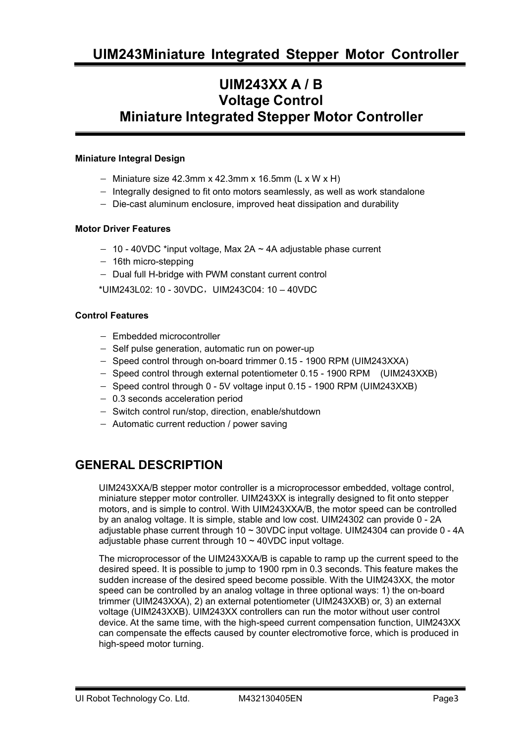# UIM243Miniature Integrated Stepper Motor Controller

## UIM243XX A / B
## Voltage Control
## Miniature Integrated Stepper Motor Controller

**Miniature Integral Design**

- Miniature size 42.3mm x 42.3mm x 16.5mm (L x W x H)
- Integrally designed to fit onto motors seamlessly, as well as work standalone
- Die-cast aluminum enclosure, improved heat dissipation and durability

**Motor Driver Features**

- 10 - 40VDC *input voltage, Max 2A ~ 4A adjustable phase current
- 16th micro-stepping
- Dual full H-bridge with PWM constant current control

*UIM243L02: 10 - 30VDC，UIM243C04: 10 – 40VDC

**Control Features**

- Embedded microcontroller
- Self pulse generation, automatic run on power-up
- Speed control through on-board trimmer 0.15 - 1900 RPM (UIM243XXA)
- Speed control through external potentiometer 0.15 - 1900 RPM (UIM243XXB)
- Speed control through 0 - 5V voltage input 0.15 - 1900 RPM (UIM243XXB)
- 0.3 seconds acceleration period
- Switch control run/stop, direction, enable/shutdown
- Automatic current reduction / power saving

## GENERAL DESCRIPTION

UIM243XXA/B stepper motor controller is a microprocessor embedded, voltage control, miniature stepper motor controller. UIM243XX is integrally designed to fit onto stepper motors, and is simple to control. With UIM243XXA/B, the motor speed can be controlled by an analog voltage. It is simple, stable and low cost. UIM24302 can provide 0 - 2A adjustable phase current through 10 ~ 30VDC input voltage. UIM24304 can provide 0 - 4A adjustable phase current through 10 ~ 40VDC input voltage.

The microprocessor of the UIM243XXA/B is capable to ramp up the current speed to the desired speed. It is possible to jump to 1900 rpm in 0.3 seconds. This feature makes the sudden increase of the desired speed become possible. With the UIM243XX, the motor speed can be controlled by an analog voltage in three optional ways: 1) the on-board trimmer (UIM243XXA), 2) an external potentiometer (UIM243XXB) or, 3) an external voltage (UIM243XXB). UIM243XX controllers can run the motor without user control device. At the same time, with the high-speed current compensation function, UIM243XX can compensate the effects caused by counter electromotive force, which is produced in high-speed motor turning.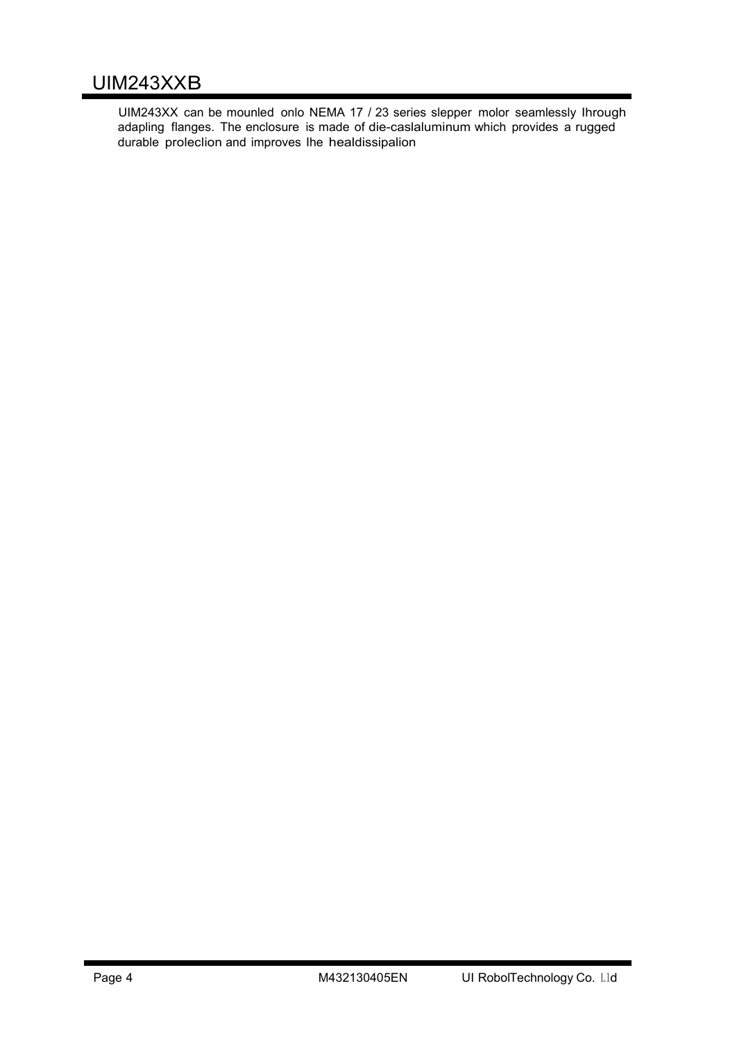UIM243XX can be mounled onlo NEMA 17 / 23 series slepper molor seamlessly Ihrough adapling flanges. The enclosure is made of die-caslaluminum which provides a rugged durable proleclion and improves Ihe healdissipalion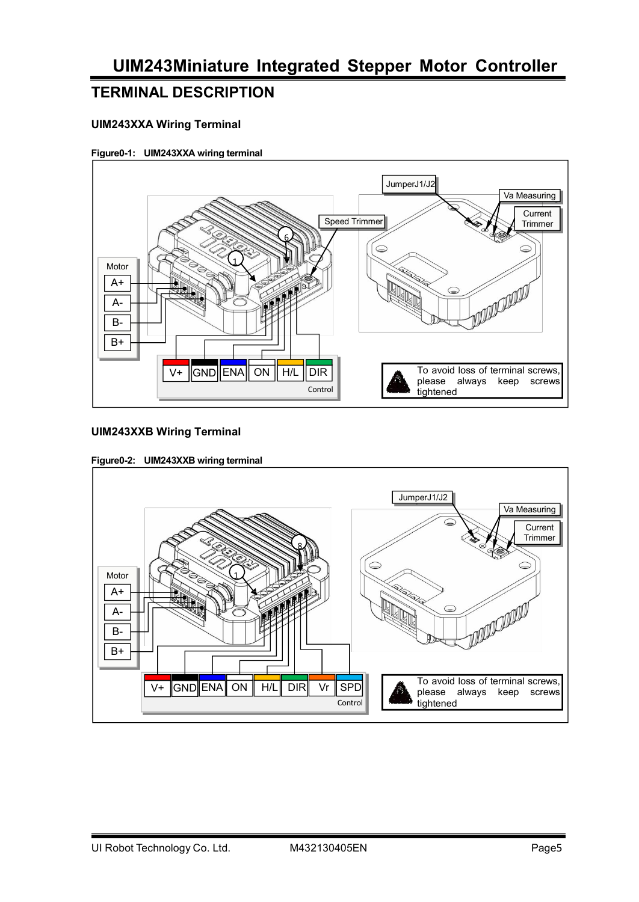## TERMINAL DESCRIPTION

### UIM243XXA Wiring Terminal

**Figure0-1: UIM243XXA wiring terminal**

JumperJ1/J2

Va Measuring

Current Trimmer

Speed Trimmer

Motor: A+, A-, B-, B+

Control: V+, GND, ENA, ON, H/L, DIR

To avoid loss of terminal screws, please always keep screws tightened

### UIM243XXB Wiring Terminal

**Figure0-2: UIM243XXB wiring terminal**

JumperJ1/J2

Va Measuring

Current Trimmer

Motor: A+, A-, B-, B+

Control: V+, GND, ENA, ON, H/L, DIR, Vr, SPD

To avoid loss of terminal screws, please always keep screws tightened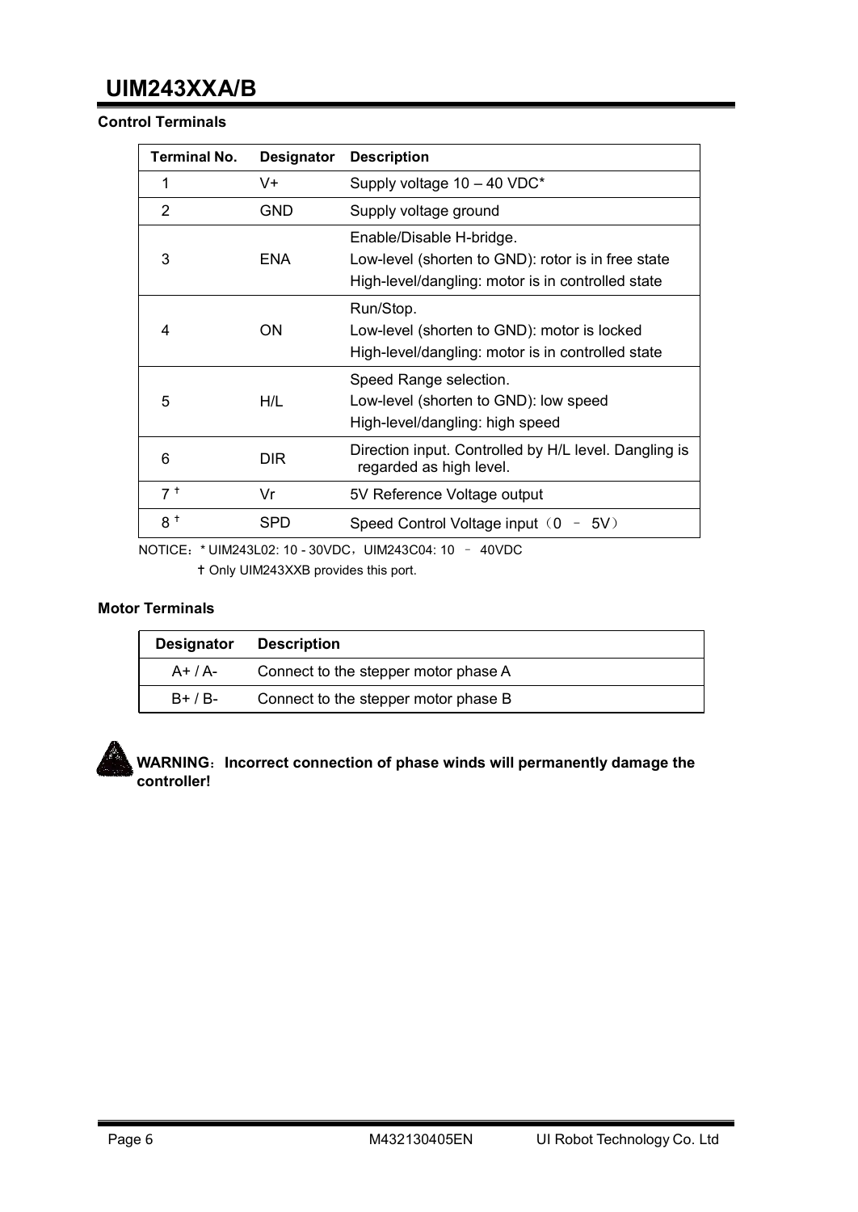### Control Terminals

| Terminal No. | Designator | Description |
|---|---|---|
| 1 | V+ | Supply voltage 10 – 40 VDC* |
| 2 | GND | Supply voltage ground |
| 3 | ENA | Enable/Disable H-bridge.<br>Low-level (shorten to GND): rotor is in free state<br>High-level/dangling: motor is in controlled state |
| 4 | ON | Run/Stop.<br>Low-level (shorten to GND): motor is locked<br>High-level/dangling: motor is in controlled state |
| 5 | H/L | Speed Range selection.<br>Low-level (shorten to GND): low speed<br>High-level/dangling: high speed |
| 6 | DIR | Direction input. Controlled by H/L level. Dangling is regarded as high level. |
| 7 † | Vr | 5V Reference Voltage output |
| 8 † | SPD | Speed Control Voltage input（0 – 5V） |

NOTICE：* UIM243L02: 10 - 30VDC，UIM243C04: 10 – 40VDC

† Only UIM243XXB provides this port.

### Motor Terminals

| Designator | Description |
|---|---|
| A+ / A- | Connect to the stepper motor phase A |
| B+ / B- | Connect to the stepper motor phase B |

**WARNING：Incorrect connection of phase winds will permanently damage the controller!**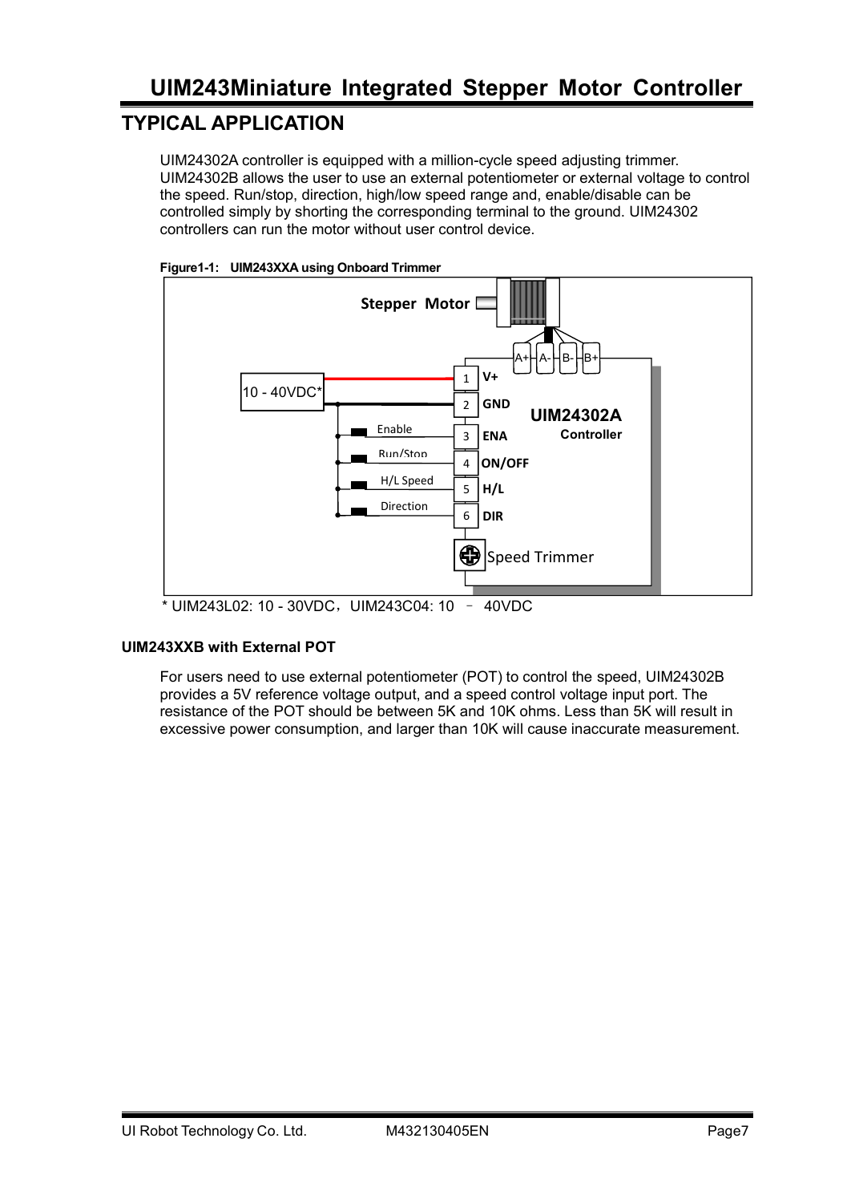## TYPICAL APPLICATION

UIM24302A controller is equipped with a million-cycle speed adjusting trimmer. UIM24302B allows the user to use an external potentiometer or external voltage to control the speed. Run/stop, direction, high/low speed range and, enable/disable can be controlled simply by shorting the corresponding terminal to the ground. UIM24302 controllers can run the motor without user control device.

**Figure1-1: UIM243XXA using Onboard Trimmer**

Stepper Motor

A+ A- B- B+

10 - 40VDC*

| Pin | Signal | Function |
| --- | --- | --- |
| 1 | V+ | |
| 2 | GND | |
| 3 | ENA | Enable |
| 4 | ON/OFF | Run/Stop |
| 5 | H/L | H/L Speed |
| 6 | DIR | Direction |

UIM24302A Controller

Speed Trimmer

\* UIM243L02: 10 - 30VDC，UIM243C04: 10 – 40VDC

#### UIM243XXB with External POT

For users need to use external potentiometer (POT) to control the speed, UIM24302B provides a 5V reference voltage output, and a speed control voltage input port. The resistance of the POT should be between 5K and 10K ohms. Less than 5K will result in excessive power consumption, and larger than 10K will cause inaccurate measurement.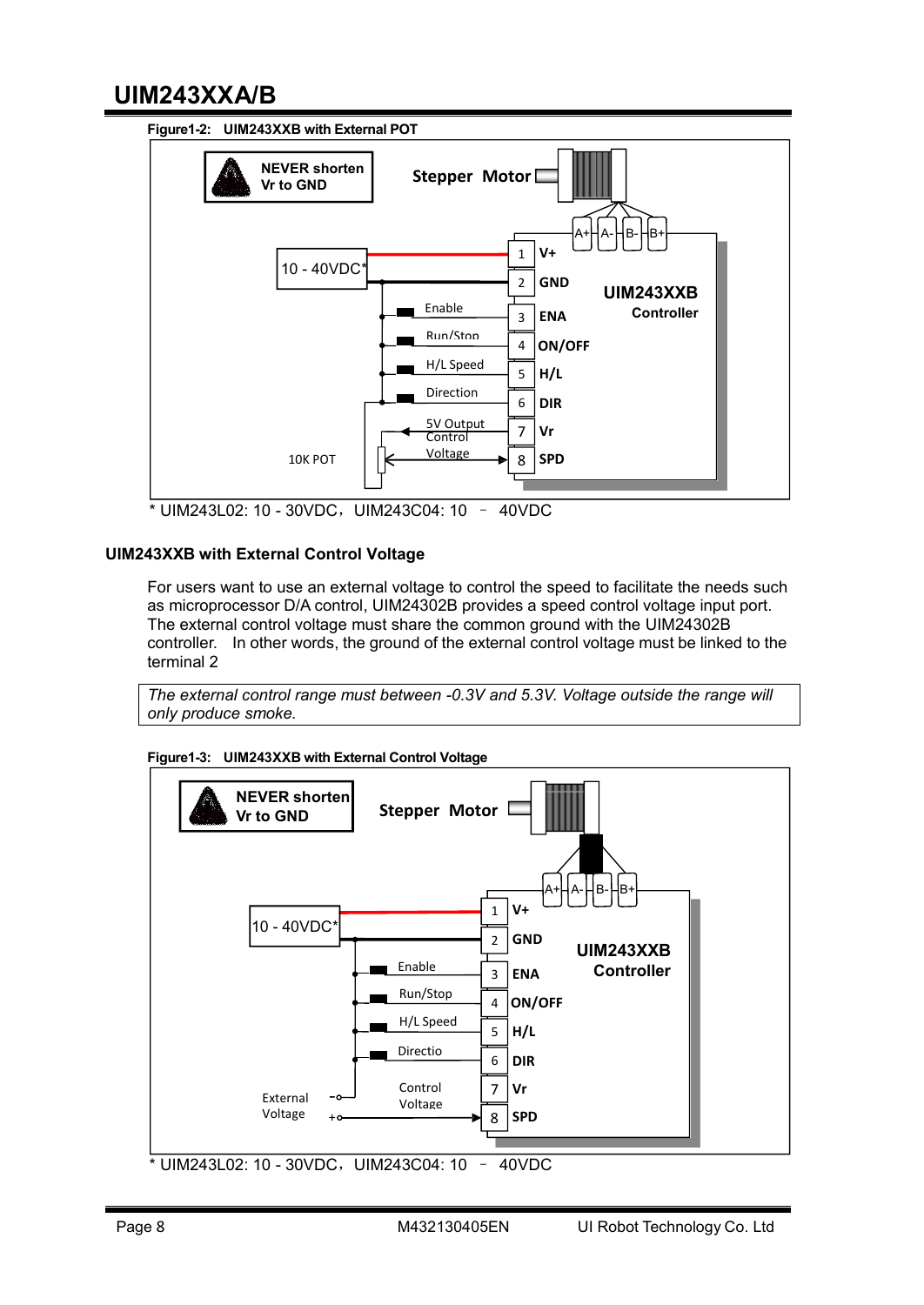**Figure1-2: UIM243XXB with External POT**

NEVER shorten Vr to GND

Stepper Motor

A+ A- B- B+

10 - 40VDC*

| Pin | Signal |
|---|---|
| 1 | V+ |
| 2 | GND |
| 3 | ENA |
| 4 | ON/OFF |
| 5 | H/L |
| 6 | DIR |
| 7 | Vr |
| 8 | SPD |

Enable, Run/Stop, H/L Speed, Direction, 5V Output, Control Voltage, 10K POT

**UIM243XXB Controller**

\* UIM243L02: 10 - 30VDC，UIM243C04: 10 – 40VDC

### UIM243XXB with External Control Voltage

For users want to use an external voltage to control the speed to facilitate the needs such as microprocessor D/A control, UIM24302B provides a speed control voltage input port. The external control voltage must share the common ground with the UIM24302B controller. In other words, the ground of the external control voltage must be linked to the terminal 2

*The external control range must between -0.3V and 5.3V. Voltage outside the range will only produce smoke.*

**Figure1-3: UIM243XXB with External Control Voltage**

NEVER shorten Vr to GND

Stepper Motor

A+ A- B- B+

10 - 40VDC*

| Pin | Signal |
|---|---|
| 1 | V+ |
| 2 | GND |
| 3 | ENA |
| 4 | ON/OFF |
| 5 | H/L |
| 6 | DIR |
| 7 | Vr |
| 8 | SPD |

Enable, Run/Stop, H/L Speed, Directio, Control Voltage, External Voltage (- / +)

**UIM243XXB Controller**

\* UIM243L02: 10 - 30VDC，UIM243C04: 10 – 40VDC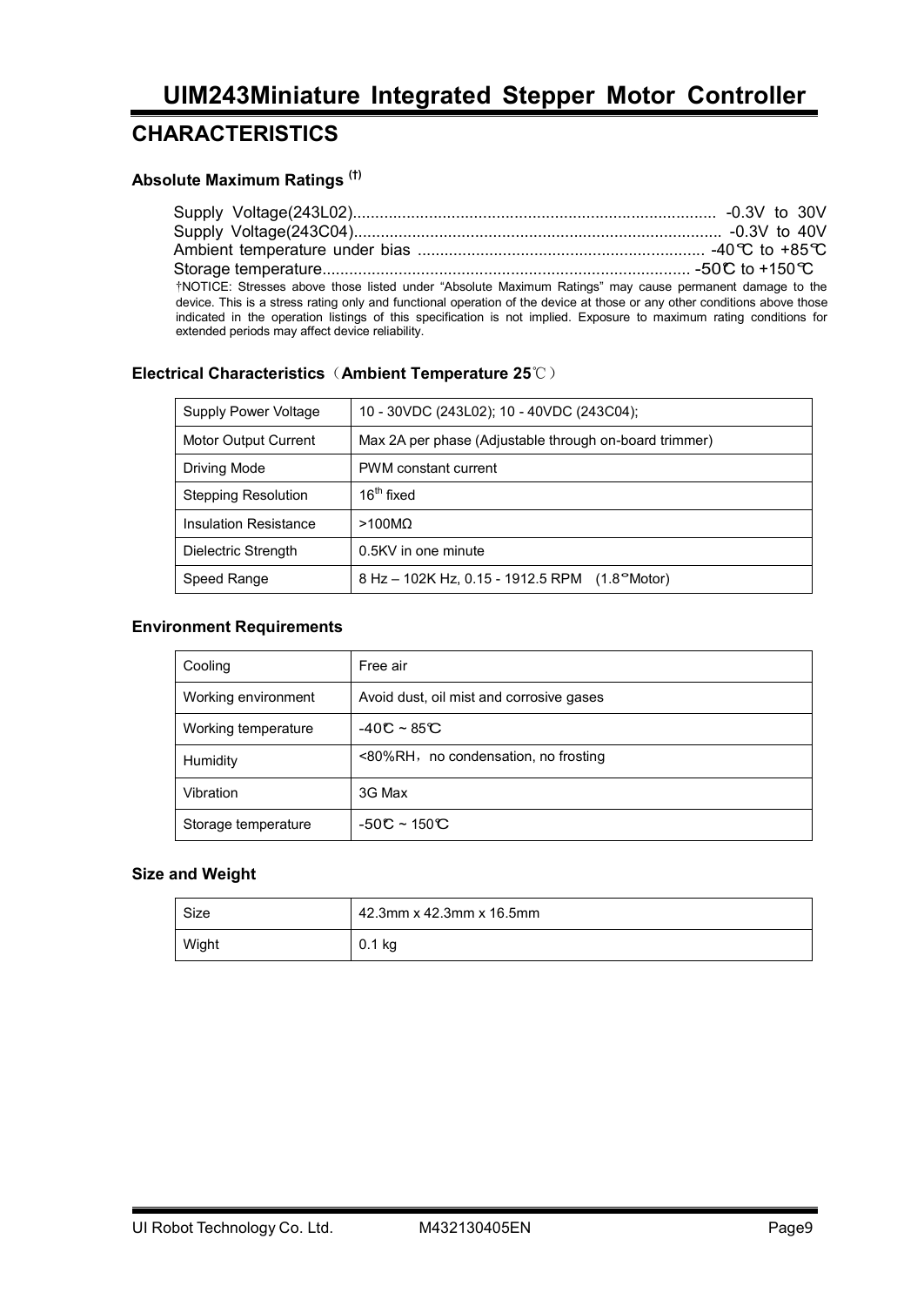# UIM243Miniature Integrated Stepper Motor Controller

## CHARACTERISTICS

### Absolute Maximum Ratings (†)

Supply Voltage(243L02)................................................................................ -0.3V to 30V
Supply Voltage(243C04)................................................................................ -0.3V to 40V
Ambient temperature under bias ............................................................... -40℃ to +85℃
Storage temperature.................................................................................. -50℃ to +150℃

†NOTICE: Stresses above those listed under "Absolute Maximum Ratings" may cause permanent damage to the device. This is a stress rating only and functional operation of the device at those or any other conditions above those indicated in the operation listings of this specification is not implied. Exposure to maximum rating conditions for extended periods may affect device reliability.

### Electrical Characteristics（Ambient Temperature 25℃）

| | |
|---|---|
| Supply Power Voltage | 10 - 30VDC (243L02); 10 - 40VDC (243C04); |
| Motor Output Current | Max 2A per phase (Adjustable through on-board trimmer) |
| Driving Mode | PWM constant current |
| Stepping Resolution | 16th fixed |
| Insulation Resistance | >100MΩ |
| Dielectric Strength | 0.5KV in one minute |
| Speed Range | 8 Hz – 102K Hz, 0.15 - 1912.5 RPM (1.8°Motor) |

### Environment Requirements

| | |
|---|---|
| Cooling | Free air |
| Working environment | Avoid dust, oil mist and corrosive gases |
| Working temperature | -40℃ ~ 85℃ |
| Humidity | <80%RH，no condensation, no frosting |
| Vibration | 3G Max |
| Storage temperature | -50℃ ~ 150℃ |

### Size and Weight

| | |
|---|---|
| Size | 42.3mm x 42.3mm x 16.5mm |
| Wight | 0.1 kg |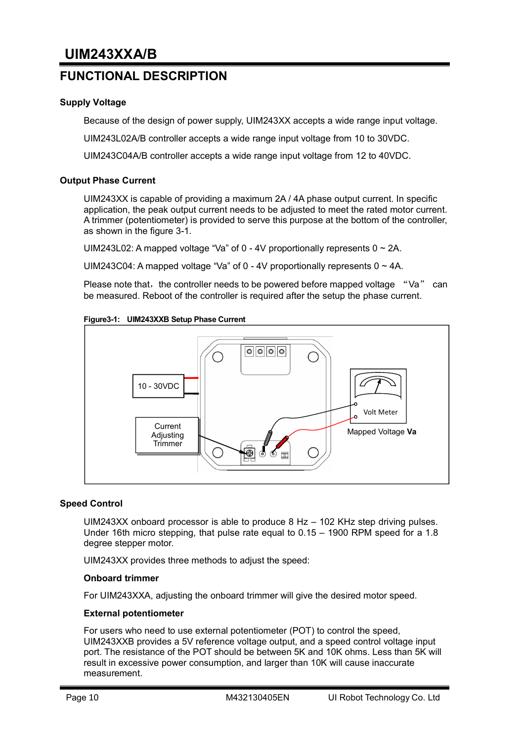## FUNCTIONAL DESCRIPTION

### Supply Voltage

Because of the design of power supply, UIM243XX accepts a wide range input voltage.

UIM243L02A/B controller accepts a wide range input voltage from 10 to 30VDC.

UIM243C04A/B controller accepts a wide range input voltage from 12 to 40VDC.

### Output Phase Current

UIM243XX is capable of providing a maximum 2A / 4A phase output current. In specific application, the peak output current needs to be adjusted to meet the rated motor current. A trimmer (potentiometer) is provided to serve this purpose at the bottom of the controller, as shown in the figure 3-1.

UIM243L02: A mapped voltage "Va" of 0 - 4V proportionally represents 0 ~ 2A.

UIM243C04: A mapped voltage "Va" of 0 - 4V proportionally represents 0 ~ 4A.

Please note that，the controller needs to be powered before mapped voltage "Va" can be measured. Reboot of the controller is required after the setup the phase current.

**Figure3-1: UIM243XXB Setup Phase Current**

10 - 30VDC

Current Adjusting Trimmer

Volt Meter

Mapped Voltage **Va**

### Speed Control

UIM243XX onboard processor is able to produce 8 Hz – 102 KHz step driving pulses. Under 16th micro stepping, that pulse rate equal to 0.15 – 1900 RPM speed for a 1.8 degree stepper motor.

UIM243XX provides three methods to adjust the speed:

**Onboard trimmer**

For UIM243XXA, adjusting the onboard trimmer will give the desired motor speed.

**External potentiometer**

For users who need to use external potentiometer (POT) to control the speed, UIM243XXB provides a 5V reference voltage output, and a speed control voltage input port. The resistance of the POT should be between 5K and 10K ohms. Less than 5K will result in excessive power consumption, and larger than 10K will cause inaccurate measurement.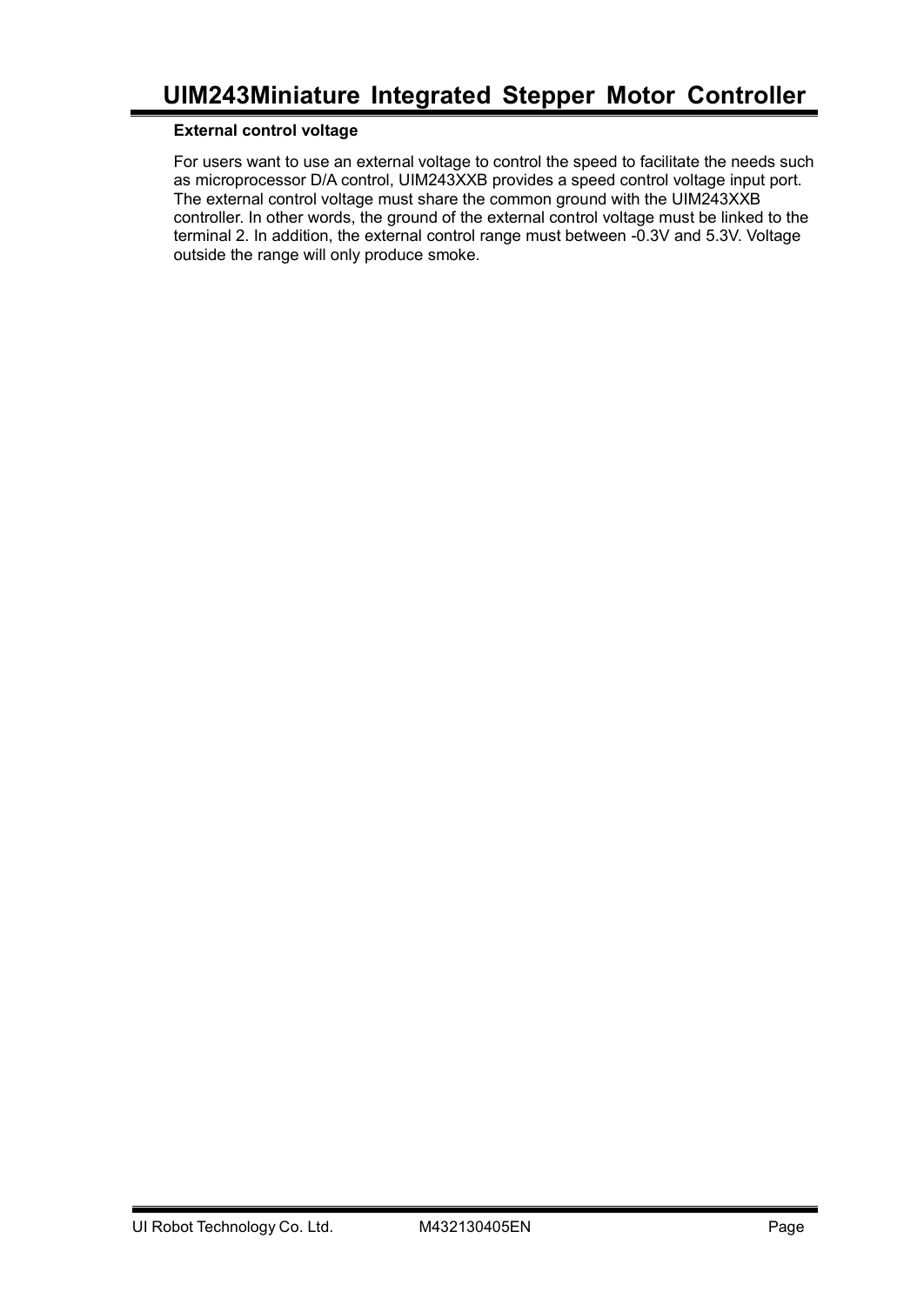**External control voltage**

For users want to use an external voltage to control the speed to facilitate the needs such as microprocessor D/A control, UIM243XXB provides a speed control voltage input port. The external control voltage must share the common ground with the UIM243XXB controller. In other words, the ground of the external control voltage must be linked to the terminal 2. In addition, the external control range must between -0.3V and 5.3V. Voltage outside the range will only produce smoke.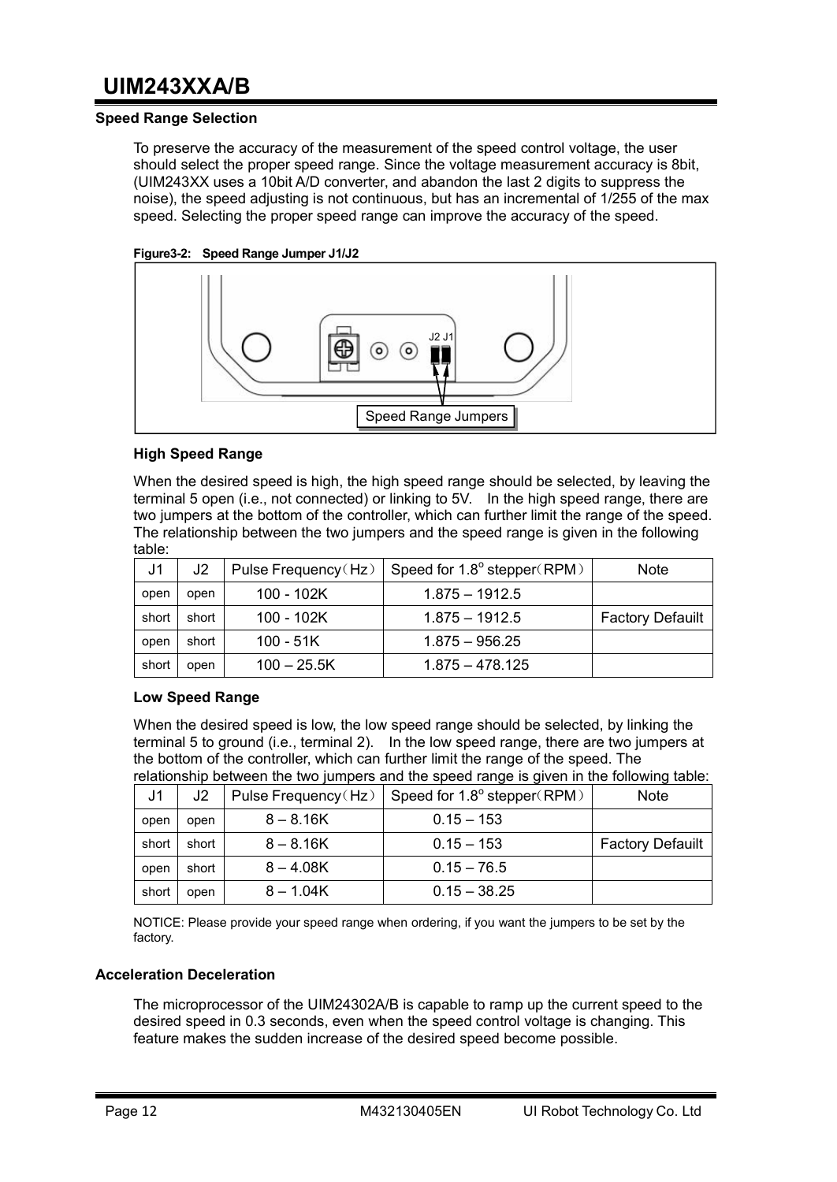## Speed Range Selection

To preserve the accuracy of the measurement of the speed control voltage, the user should select the proper speed range. Since the voltage measurement accuracy is 8bit, (UIM243XX uses a 10bit A/D converter, and abandon the last 2 digits to suppress the noise), the speed adjusting is not continuous, but has an incremental of 1/255 of the max speed. Selecting the proper speed range can improve the accuracy of the speed.

**Figure3-2: Speed Range Jumper J1/J2**

J2 J1

Speed Range Jumpers

### High Speed Range

When the desired speed is high, the high speed range should be selected, by leaving the terminal 5 open (i.e., not connected) or linking to 5V. In the high speed range, there are two jumpers at the bottom of the controller, which can further limit the range of the speed. The relationship between the two jumpers and the speed range is given in the following table:

| J1 | J2 | Pulse Frequency（Hz） | Speed for 1.8° stepper（RPM） | Note |
|---|---|---|---|---|
| open | open | 100 - 102K | 1.875 – 1912.5 | |
| short | short | 100 - 102K | 1.875 – 1912.5 | Factory Defauilt |
| open | short | 100 - 51K | 1.875 – 956.25 | |
| short | open | 100 – 25.5K | 1.875 – 478.125 | |

### Low Speed Range

When the desired speed is low, the low speed range should be selected, by linking the terminal 5 to ground (i.e., terminal 2). In the low speed range, there are two jumpers at the bottom of the controller, which can further limit the range of the speed. The relationship between the two jumpers and the speed range is given in the following table:

| J1 | J2 | Pulse Frequency（Hz） | Speed for 1.8° stepper（RPM） | Note |
|---|---|---|---|---|
| open | open | 8 – 8.16K | 0.15 – 153 | |
| short | short | 8 – 8.16K | 0.15 – 153 | Factory Defauilt |
| open | short | 8 – 4.08K | 0.15 – 76.5 | |
| short | open | 8 – 1.04K | 0.15 – 38.25 | |

NOTICE: Please provide your speed range when ordering, if you want the jumpers to be set by the factory.

## Acceleration Deceleration

The microprocessor of the UIM24302A/B is capable to ramp up the current speed to the desired speed in 0.3 seconds, even when the speed control voltage is changing. This feature makes the sudden increase of the desired speed become possible.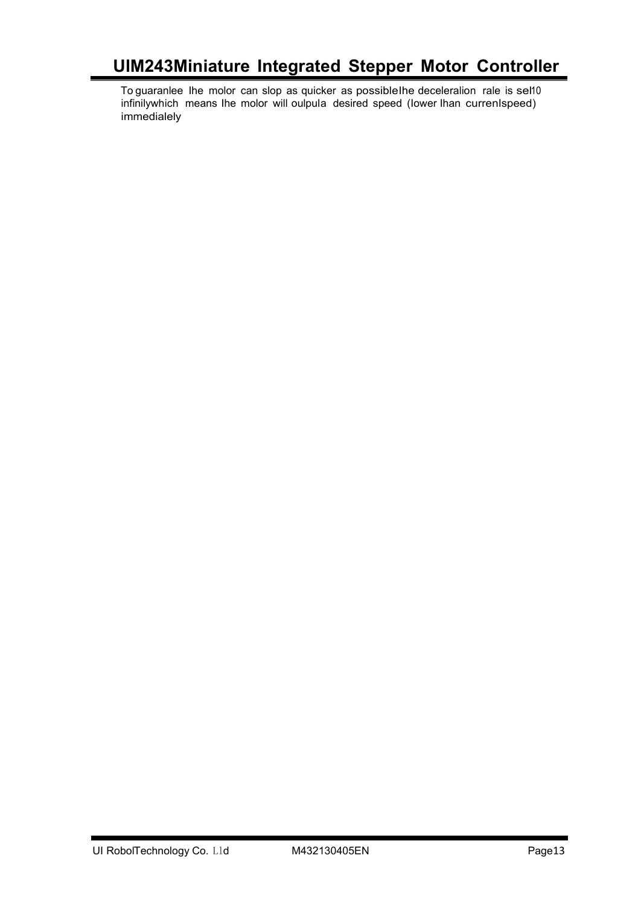To guaranlee lhe molor can slop as quicker as possiblelhe deceleralion rale is sel10 infinilywhich means lhe molor will oulpula desired speed (lower lhan currenlspeed) immedialely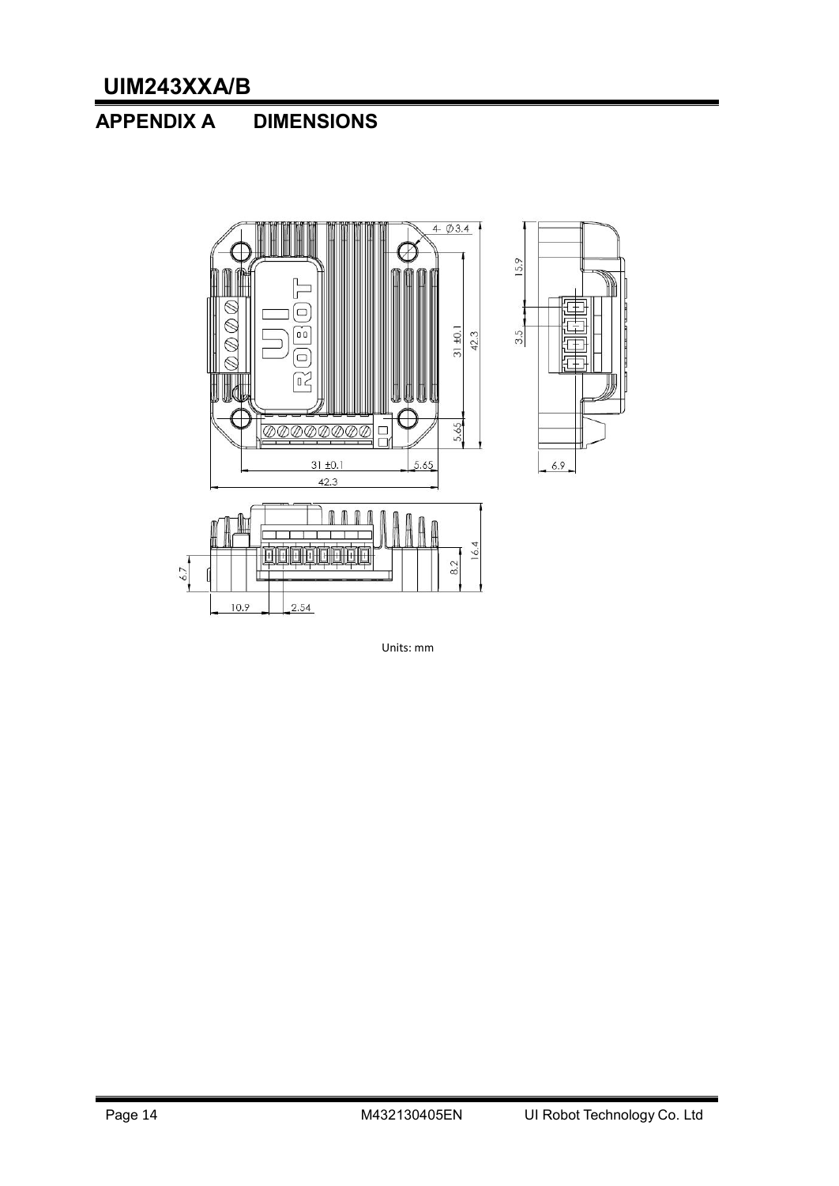## APPENDIX A DIMENSIONS

Units: mm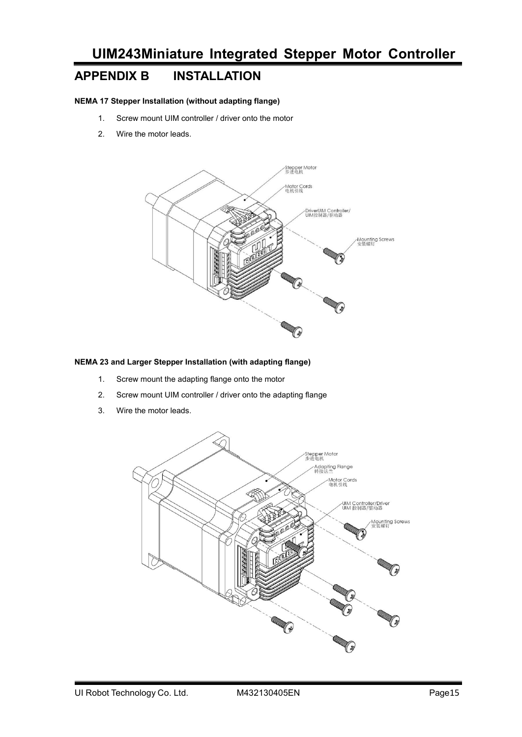## APPENDIX B INSTALLATION

**NEMA 17 Stepper Installation (without adapting flange)**

1. Screw mount UIM controller / driver onto the motor
2. Wire the motor leads.

Stepper Motor
步进电机
Motor Cords
电机引线
DriverUIM Controller/
UIM控制器/驱动器
Mounting Screws
安装螺钉

**NEMA 23 and Larger Stepper Installation (with adapting flange)**

1. Screw mount the adapting flange onto the motor
2. Screw mount UIM controller / driver onto the adapting flange
3. Wire the motor leads.

Stepper Motor
步进电机
Adapting Flange
转接法兰
Motor Cords
电机引线
UIM Controller/Driver
UIM 控制器/驱动器
Mounting Screws
安装螺钉